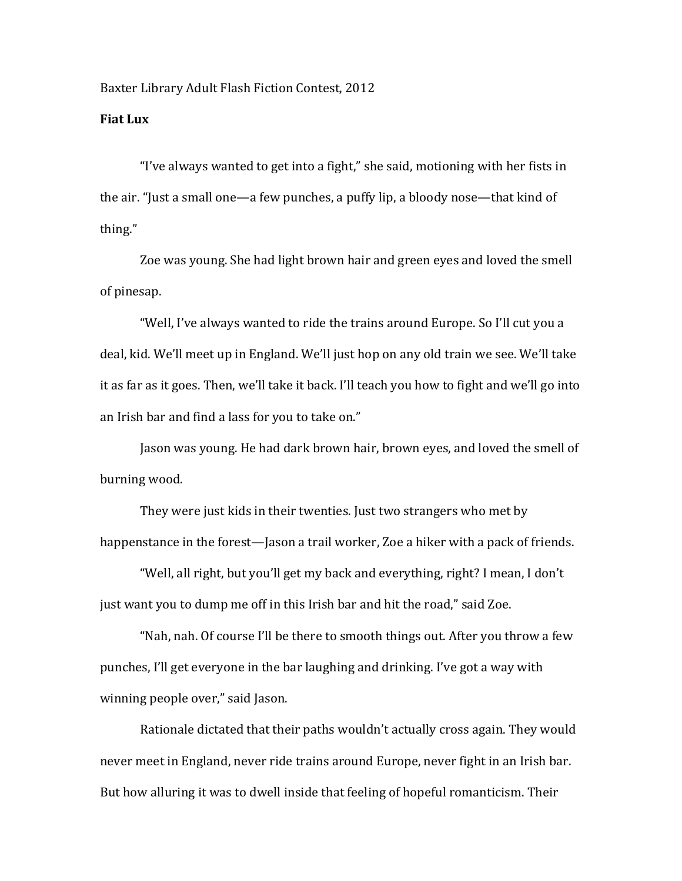Baxter Library Adult Flash Fiction Contest, 2012

**Fiat Lux**

"I've always wanted to get into a fight," she said, motioning with her fists in the air. "Just a small one—a few punches, a puffy lip, a bloody nose—that kind of thing."

Zoe was young. She had light brown hair and green eyes and loved the smell of pinesap.

"Well, I've always wanted to ride the trains around Europe. So I'll cut you a deal, kid. We'll meet up in England. We'll just hop on any old train we see. We'll take it as far as it goes. Then, we'll take it back. I'll teach you how to fight and we'll go into an Irish bar and find a lass for you to take on."

Jason was young. He had dark brown hair, brown eyes, and loved the smell of burning wood.

They were just kids in their twenties. Just two strangers who met by happenstance in the forest—Jason a trail worker, Zoe a hiker with a pack of friends.

"Well, all right, but you'll get my back and everything, right? I mean, I don't just want you to dump me off in this Irish bar and hit the road," said Zoe.

"Nah, nah. Of course I'll be there to smooth things out. After you throw a few punches, I'll get everyone in the bar laughing and drinking. I've got a way with winning people over," said Jason.

Rationale dictated that their paths wouldn't actually cross again. They would never meet in England, never ride trains around Europe, never fight in an Irish bar. But how alluring it was to dwell inside that feeling of hopeful romanticism. Their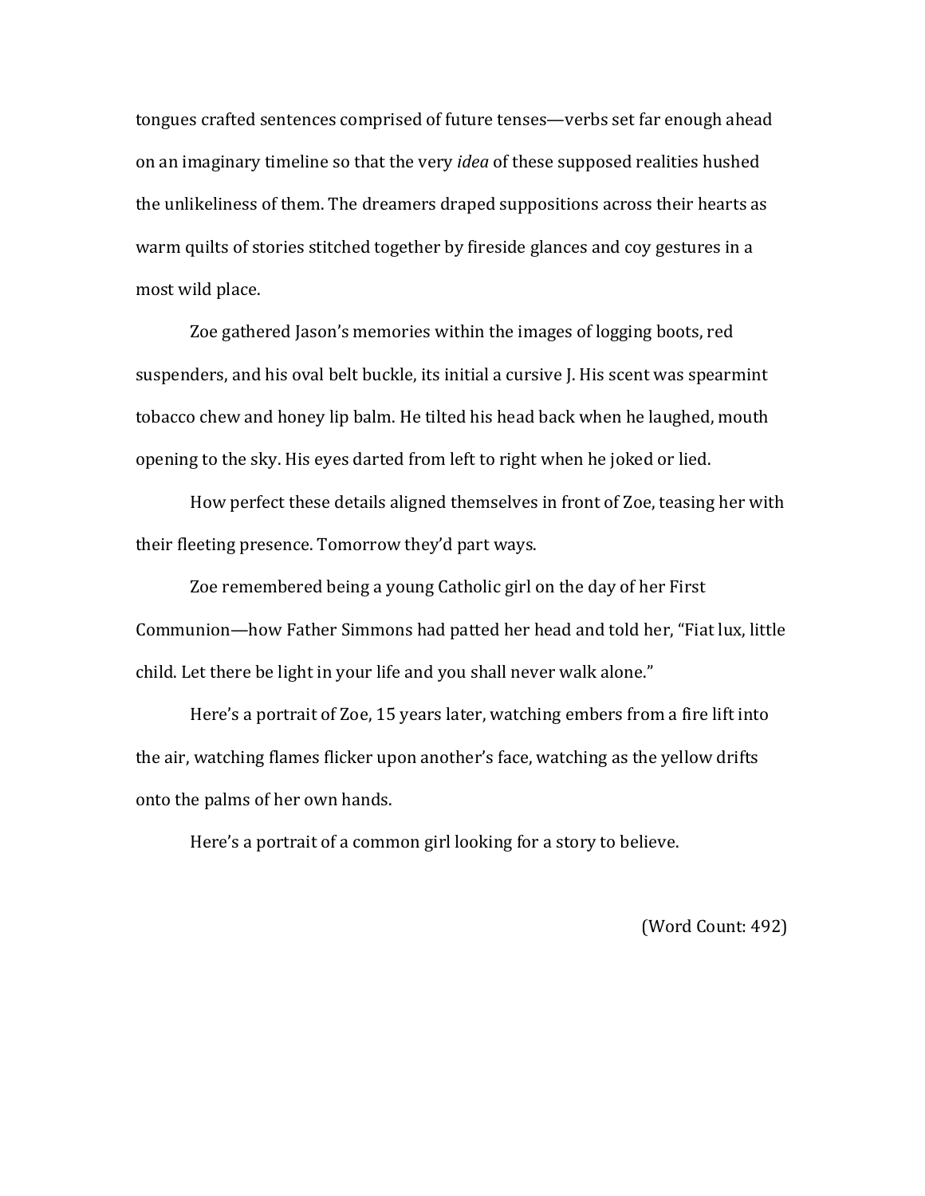tongues crafted sentences comprised of future tenses—verbs set far enough ahead on an imaginary timeline so that the very *idea* of these supposed realities hushed the unlikeliness of them. The dreamers draped suppositions across their hearts as warm quilts of stories stitched together by fireside glances and coy gestures in a most wild place.

Zoe gathered Jason's memories within the images of logging boots, red suspenders, and his oval belt buckle, its initial a cursive J. His scent was spearmint tobacco chew and honey lip balm. He tilted his head back when he laughed, mouth opening to the sky. His eyes darted from left to right when he joked or lied.

How perfect these details aligned themselves in front of Zoe, teasing her with their fleeting presence. Tomorrow they'd part ways.

Zoe remembered being a young Catholic girl on the day of her First Communion—how Father Simmons had patted her head and told her, "Fiat lux, little child. Let there be light in your life and you shall never walk alone."

Here's a portrait of Zoe, 15 years later, watching embers from a fire lift into the air, watching flames flicker upon another's face, watching as the yellow drifts onto the palms of her own hands.

Here's a portrait of a common girl looking for a story to believe.

(Word Count: 492)